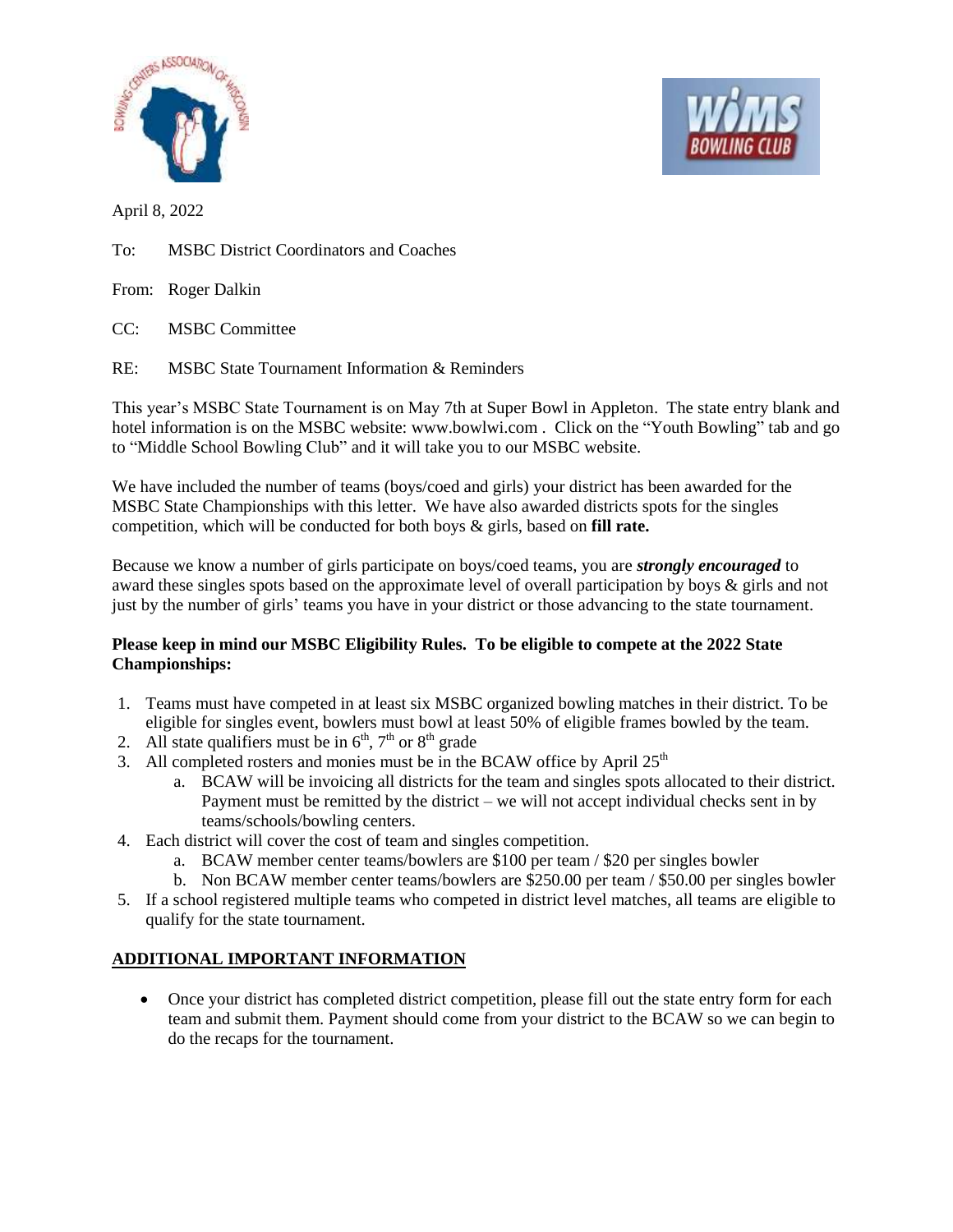April 8, 2022

To: MSBC District Coordinators and Coaches

From: Roger Dalkin

CC: MSBC Committee

RE: MSBC State Tournament Information & Reminders

This year's MSBC State Tournament is on May 7th at Super Bowl in Appleton. The state entry blank and hotel information is on the MSBC website: www.bowlwi.com . Click on the "Youth Bowling" tab and go to "Middle School Bowling Club" and it will take you to our MSBC website.

We have included the number of teams (boys/coed and girls) your district has been awarded for the MSBC State Championships with this letter. We have also awarded districts spots for the singles competition, which will be conducted for both boys & girls, based on **fill rate.**

Because we know a number of girls participate on boys/coed teams, you are ***strongly encouraged*** to award these singles spots based on the approximate level of overall participation by boys & girls and not just by the number of girls' teams you have in your district or those advancing to the state tournament.

**Please keep in mind our MSBC Eligibility Rules. To be eligible to compete at the 2022 State Championships:**

1. Teams must have competed in at least six MSBC organized bowling matches in their district. To be eligible for singles event, bowlers must bowl at least 50% of eligible frames bowled by the team.
2. All state qualifiers must be in 6th, 7th or 8th grade
3. All completed rosters and monies must be in the BCAW office by April 25th
   a. BCAW will be invoicing all districts for the team and singles spots allocated to their district. Payment must be remitted by the district – we will not accept individual checks sent in by teams/schools/bowling centers.
4. Each district will cover the cost of team and singles competition.
   a. BCAW member center teams/bowlers are $100 per team / $20 per singles bowler
   b. Non BCAW member center teams/bowlers are $250.00 per team / $50.00 per singles bowler
5. If a school registered multiple teams who competed in district level matches, all teams are eligible to qualify for the state tournament.

## ADDITIONAL IMPORTANT INFORMATION

- Once your district has completed district competition, please fill out the state entry form for each team and submit them. Payment should come from your district to the BCAW so we can begin to do the recaps for the tournament.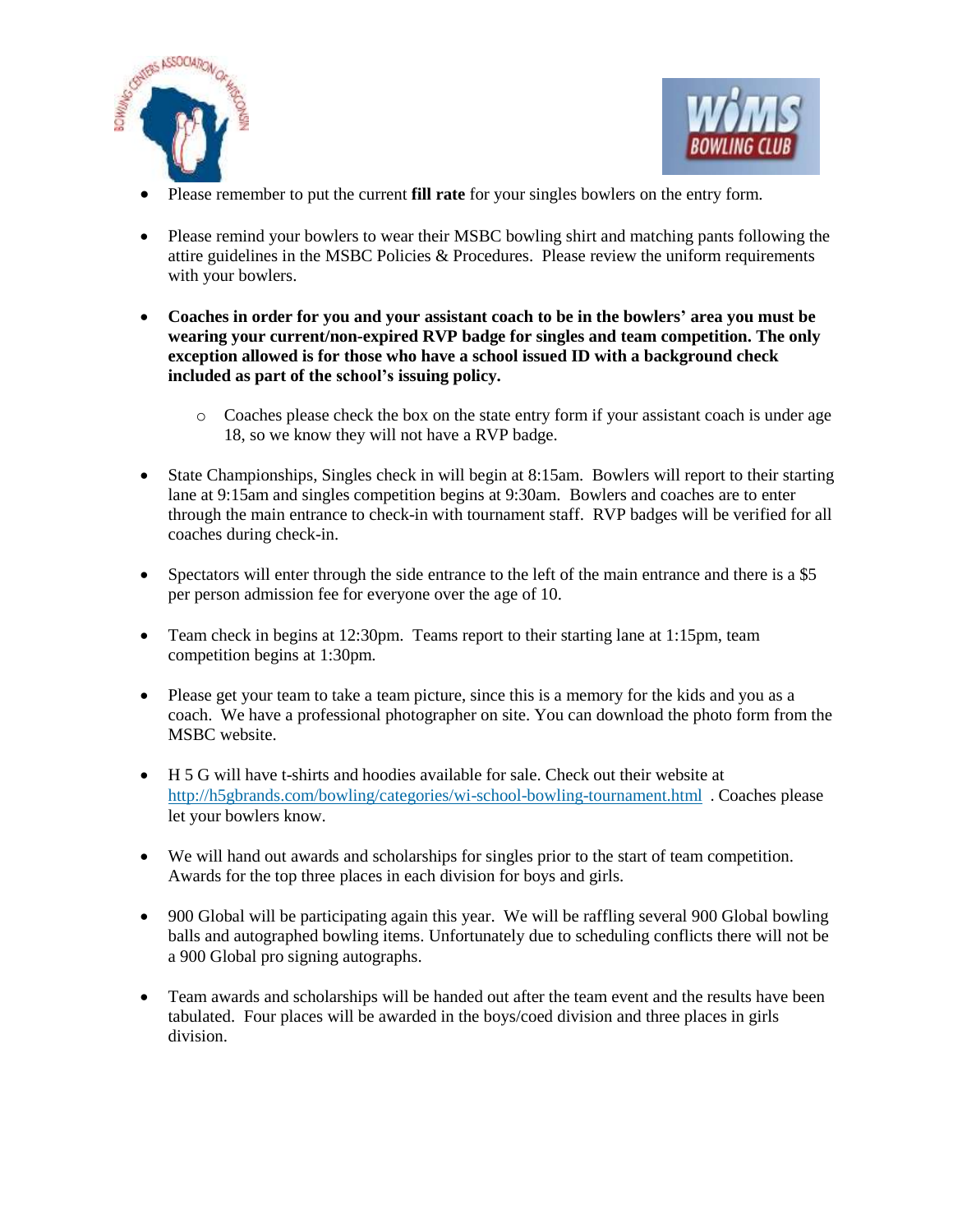- Please remember to put the current **fill rate** for your singles bowlers on the entry form.

- Please remind your bowlers to wear their MSBC bowling shirt and matching pants following the attire guidelines in the MSBC Policies & Procedures. Please review the uniform requirements with your bowlers.

- **Coaches in order for you and your assistant coach to be in the bowlers' area you must be wearing your current/non-expired RVP badge for singles and team competition. The only exception allowed is for those who have a school issued ID with a background check included as part of the school's issuing policy.**

  - Coaches please check the box on the state entry form if your assistant coach is under age 18, so we know they will not have a RVP badge.

- State Championships, Singles check in will begin at 8:15am. Bowlers will report to their starting lane at 9:15am and singles competition begins at 9:30am. Bowlers and coaches are to enter through the main entrance to check-in with tournament staff. RVP badges will be verified for all coaches during check-in.

- Spectators will enter through the side entrance to the left of the main entrance and there is a $5 per person admission fee for everyone over the age of 10.

- Team check in begins at 12:30pm. Teams report to their starting lane at 1:15pm, team competition begins at 1:30pm.

- Please get your team to take a team picture, since this is a memory for the kids and you as a coach. We have a professional photographer on site. You can download the photo form from the MSBC website.

- H 5 G will have t-shirts and hoodies available for sale. Check out their website at http://h5gbrands.com/bowling/categories/wi-school-bowling-tournament.html . Coaches please let your bowlers know.

- We will hand out awards and scholarships for singles prior to the start of team competition. Awards for the top three places in each division for boys and girls.

- 900 Global will be participating again this year. We will be raffling several 900 Global bowling balls and autographed bowling items. Unfortunately due to scheduling conflicts there will not be a 900 Global pro signing autographs.

- Team awards and scholarships will be handed out after the team event and the results have been tabulated. Four places will be awarded in the boys/coed division and three places in girls division.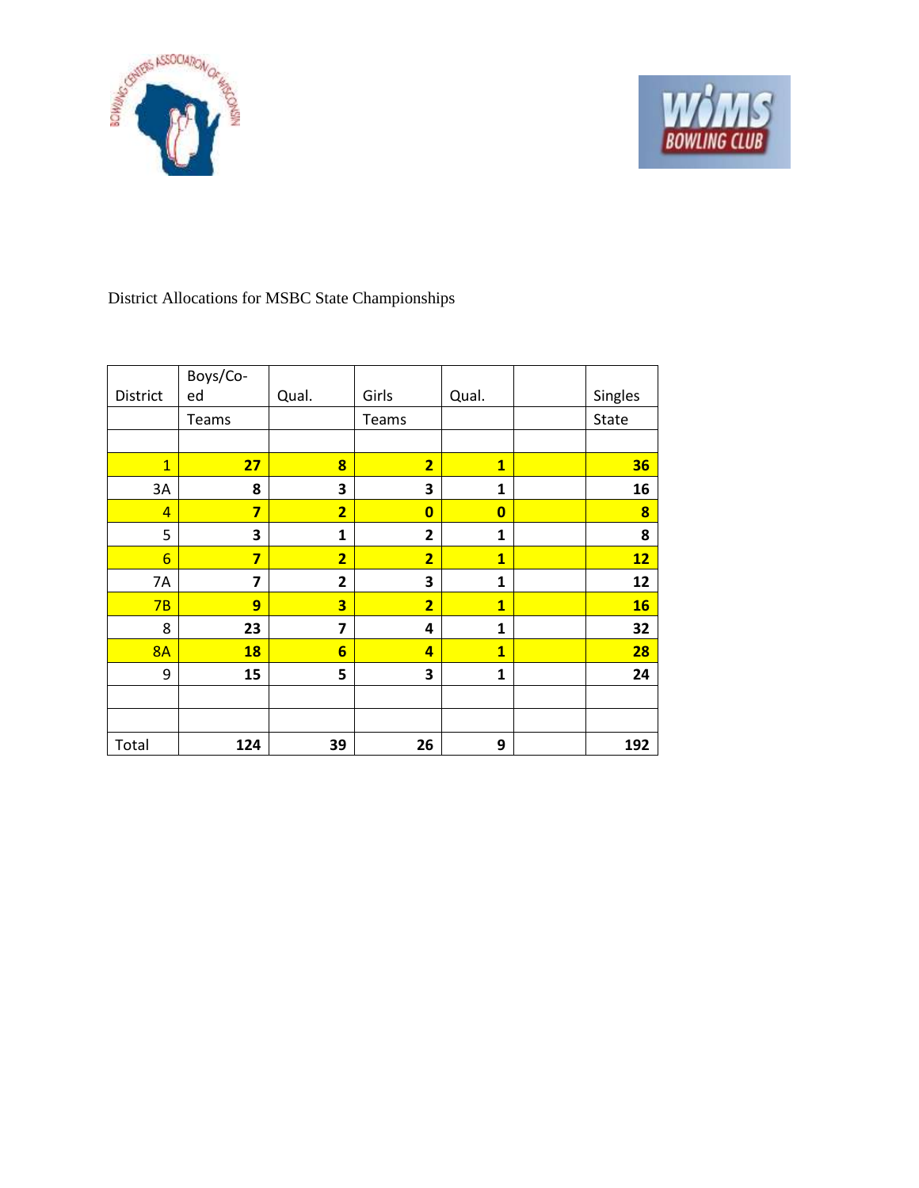District Allocations for MSBC State Championships

| District | Boys/Co-ed | Qual. | Girls | Qual. | | Singles |
|---|---|---|---|---|---|---|
| | Teams | | Teams | | | State |
| | | | | | | |
| 1 | 27 | 8 | 2 | 1 | | 36 |
| 3A | 8 | 3 | 3 | 1 | | 16 |
| 4 | 7 | 2 | 0 | 0 | | 8 |
| 5 | 3 | 1 | 2 | 1 | | 8 |
| 6 | 7 | 2 | 2 | 1 | | 12 |
| 7A | 7 | 2 | 3 | 1 | | 12 |
| 7B | 9 | 3 | 2 | 1 | | 16 |
| 8 | 23 | 7 | 4 | 1 | | 32 |
| 8A | 18 | 6 | 4 | 1 | | 28 |
| 9 | 15 | 5 | 3 | 1 | | 24 |
| | | | | | | |
| | | | | | | |
| Total | 124 | 39 | 26 | 9 | | 192 |